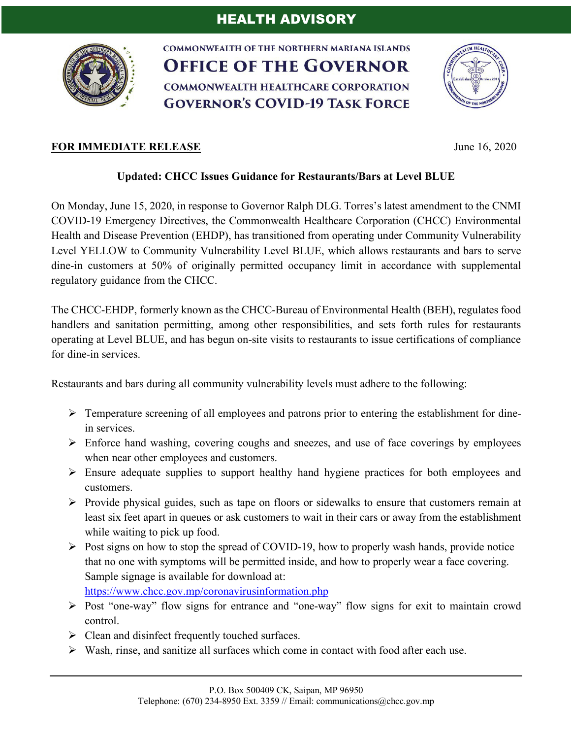# HEALTH ADVISORY

COMMONWEALTH OF THE NORTHERN MARIANA ISLANDS
**OFFICE OF THE GOVERNOR**
COMMONWEALTH HEALTHCARE CORPORATION
**GOVERNOR'S COVID-19 TASK FORCE**

**FOR IMMEDIATE RELEASE** June 16, 2020

## Updated: CHCC Issues Guidance for Restaurants/Bars at Level BLUE

On Monday, June 15, 2020, in response to Governor Ralph DLG. Torres's latest amendment to the CNMI COVID-19 Emergency Directives, the Commonwealth Healthcare Corporation (CHCC) Environmental Health and Disease Prevention (EHDP), has transitioned from operating under Community Vulnerability Level YELLOW to Community Vulnerability Level BLUE, which allows restaurants and bars to serve dine-in customers at 50% of originally permitted occupancy limit in accordance with supplemental regulatory guidance from the CHCC.

The CHCC-EHDP, formerly known as the CHCC-Bureau of Environmental Health (BEH), regulates food handlers and sanitation permitting, among other responsibilities, and sets forth rules for restaurants operating at Level BLUE, and has begun on-site visits to restaurants to issue certifications of compliance for dine-in services.

Restaurants and bars during all community vulnerability levels must adhere to the following:

- Temperature screening of all employees and patrons prior to entering the establishment for dine-in services.
- Enforce hand washing, covering coughs and sneezes, and use of face coverings by employees when near other employees and customers.
- Ensure adequate supplies to support healthy hand hygiene practices for both employees and customers.
- Provide physical guides, such as tape on floors or sidewalks to ensure that customers remain at least six feet apart in queues or ask customers to wait in their cars or away from the establishment while waiting to pick up food.
- Post signs on how to stop the spread of COVID-19, how to properly wash hands, provide notice that no one with symptoms will be permitted inside, and how to properly wear a face covering. Sample signage is available for download at: https://www.chcc.gov.mp/coronavirusinformation.php
- Post "one-way" flow signs for entrance and "one-way" flow signs for exit to maintain crowd control.
- Clean and disinfect frequently touched surfaces.
- Wash, rinse, and sanitize all surfaces which come in contact with food after each use.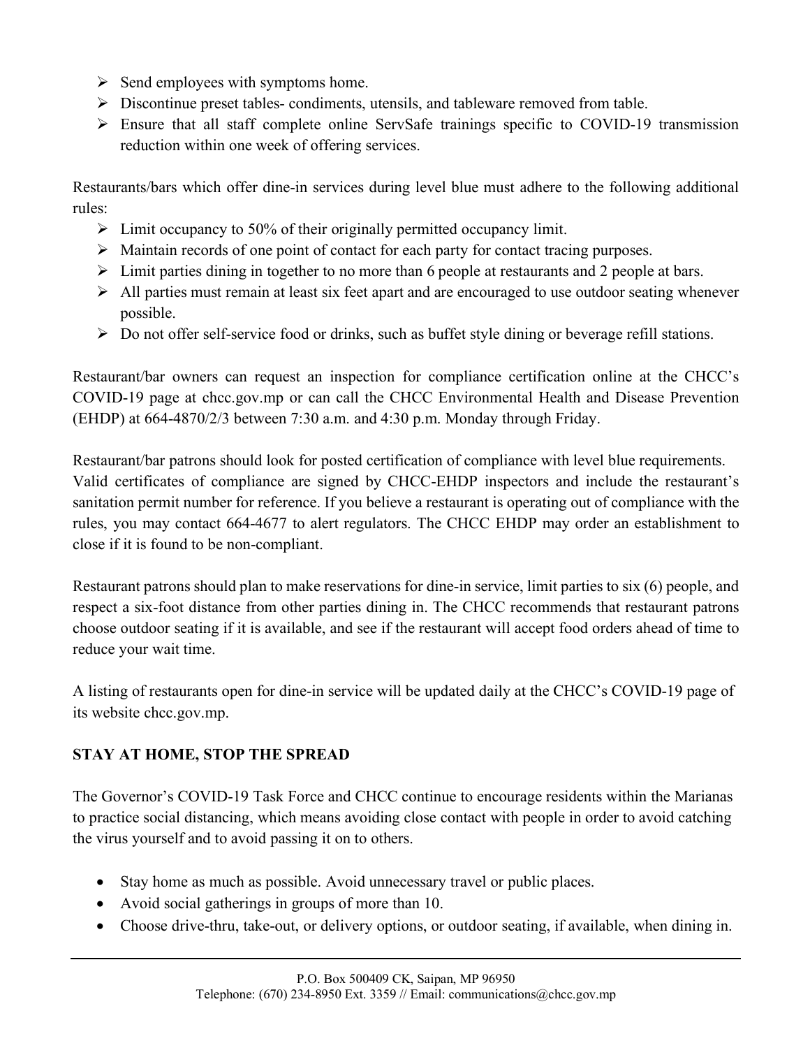- Send employees with symptoms home.
- Discontinue preset tables- condiments, utensils, and tableware removed from table.
- Ensure that all staff complete online ServSafe trainings specific to COVID-19 transmission reduction within one week of offering services.

Restaurants/bars which offer dine-in services during level blue must adhere to the following additional rules:

- Limit occupancy to 50% of their originally permitted occupancy limit.
- Maintain records of one point of contact for each party for contact tracing purposes.
- Limit parties dining in together to no more than 6 people at restaurants and 2 people at bars.
- All parties must remain at least six feet apart and are encouraged to use outdoor seating whenever possible.
- Do not offer self-service food or drinks, such as buffet style dining or beverage refill stations.

Restaurant/bar owners can request an inspection for compliance certification online at the CHCC's COVID-19 page at chcc.gov.mp or can call the CHCC Environmental Health and Disease Prevention (EHDP) at 664-4870/2/3 between 7:30 a.m. and 4:30 p.m. Monday through Friday.

Restaurant/bar patrons should look for posted certification of compliance with level blue requirements. Valid certificates of compliance are signed by CHCC-EHDP inspectors and include the restaurant's sanitation permit number for reference. If you believe a restaurant is operating out of compliance with the rules, you may contact 664-4677 to alert regulators. The CHCC EHDP may order an establishment to close if it is found to be non-compliant.

Restaurant patrons should plan to make reservations for dine-in service, limit parties to six (6) people, and respect a six-foot distance from other parties dining in. The CHCC recommends that restaurant patrons choose outdoor seating if it is available, and see if the restaurant will accept food orders ahead of time to reduce your wait time.

A listing of restaurants open for dine-in service will be updated daily at the CHCC's COVID-19 page of its website chcc.gov.mp.

**STAY AT HOME, STOP THE SPREAD**

The Governor's COVID-19 Task Force and CHCC continue to encourage residents within the Marianas to practice social distancing, which means avoiding close contact with people in order to avoid catching the virus yourself and to avoid passing it on to others.

- Stay home as much as possible. Avoid unnecessary travel or public places.
- Avoid social gatherings in groups of more than 10.
- Choose drive-thru, take-out, or delivery options, or outdoor seating, if available, when dining in.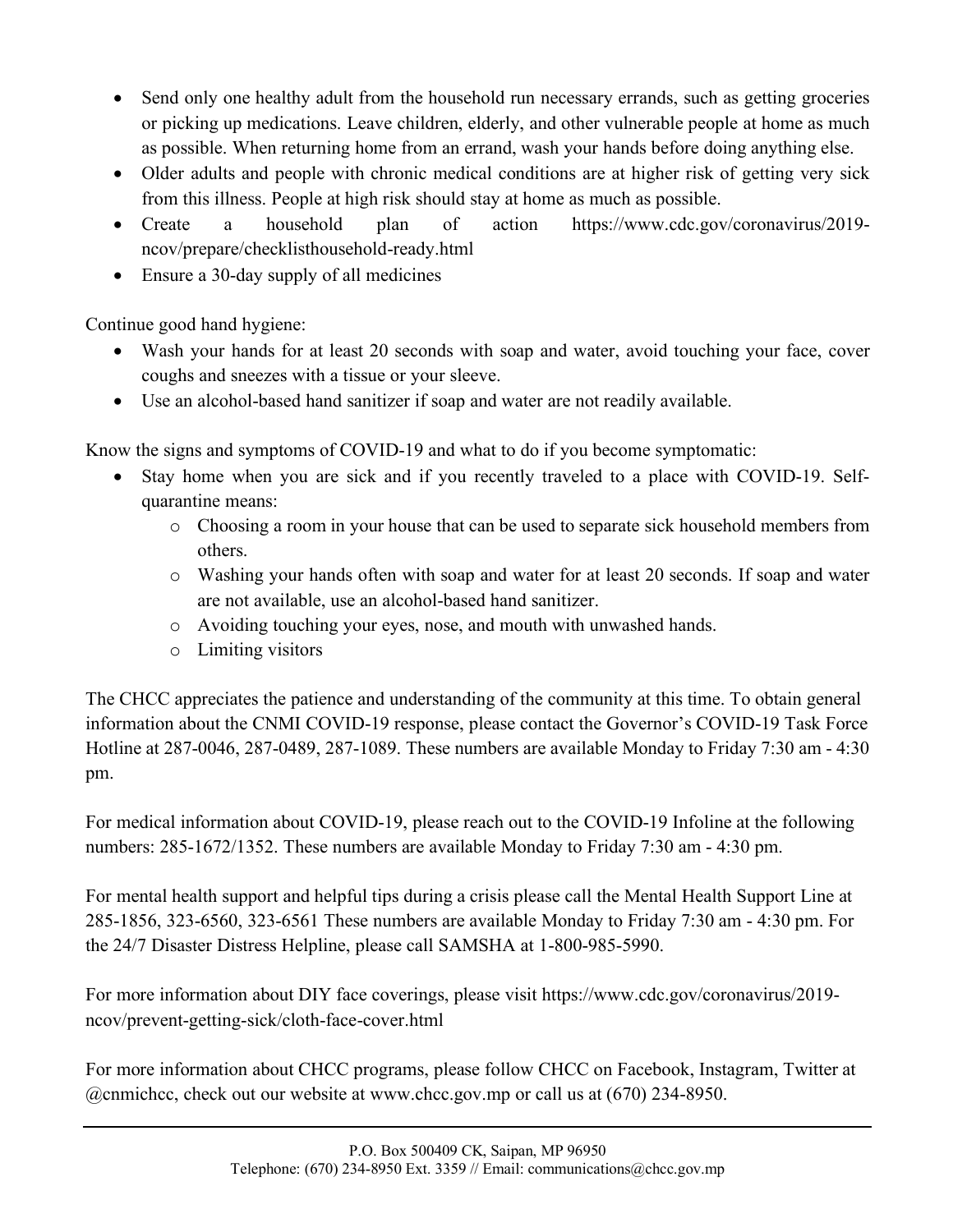- Send only one healthy adult from the household run necessary errands, such as getting groceries or picking up medications. Leave children, elderly, and other vulnerable people at home as much as possible. When returning home from an errand, wash your hands before doing anything else.
- Older adults and people with chronic medical conditions are at higher risk of getting very sick from this illness. People at high risk should stay at home as much as possible.
- Create a household plan of action https://www.cdc.gov/coronavirus/2019-ncov/prepare/checklisthousehold-ready.html
- Ensure a 30-day supply of all medicines

Continue good hand hygiene:

- Wash your hands for at least 20 seconds with soap and water, avoid touching your face, cover coughs and sneezes with a tissue or your sleeve.
- Use an alcohol-based hand sanitizer if soap and water are not readily available.

Know the signs and symptoms of COVID-19 and what to do if you become symptomatic:

- Stay home when you are sick and if you recently traveled to a place with COVID-19. Self-quarantine means:
  - Choosing a room in your house that can be used to separate sick household members from others.
  - Washing your hands often with soap and water for at least 20 seconds. If soap and water are not available, use an alcohol-based hand sanitizer.
  - Avoiding touching your eyes, nose, and mouth with unwashed hands.
  - Limiting visitors

The CHCC appreciates the patience and understanding of the community at this time. To obtain general information about the CNMI COVID-19 response, please contact the Governor's COVID-19 Task Force Hotline at 287-0046, 287-0489, 287-1089. These numbers are available Monday to Friday 7:30 am - 4:30 pm.

For medical information about COVID-19, please reach out to the COVID-19 Infoline at the following numbers: 285-1672/1352. These numbers are available Monday to Friday 7:30 am - 4:30 pm.

For mental health support and helpful tips during a crisis please call the Mental Health Support Line at 285-1856, 323-6560, 323-6561 These numbers are available Monday to Friday 7:30 am - 4:30 pm. For the 24/7 Disaster Distress Helpline, please call SAMSHA at 1-800-985-5990.

For more information about DIY face coverings, please visit https://www.cdc.gov/coronavirus/2019-ncov/prevent-getting-sick/cloth-face-cover.html

For more information about CHCC programs, please follow CHCC on Facebook, Instagram, Twitter at @cnmichcc, check out our website at www.chcc.gov.mp or call us at (670) 234-8950.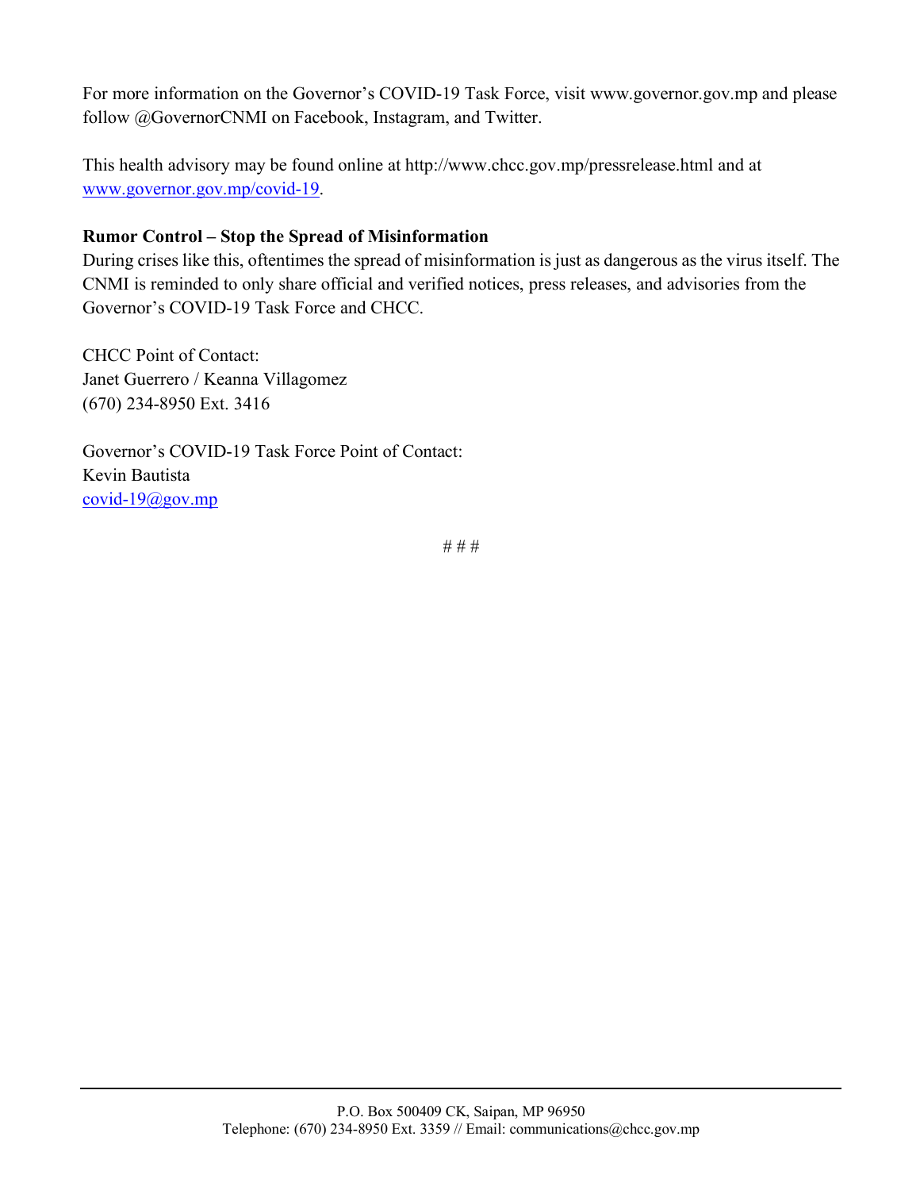For more information on the Governor's COVID-19 Task Force, visit www.governor.gov.mp and please follow @GovernorCNMI on Facebook, Instagram, and Twitter.

This health advisory may be found online at http://www.chcc.gov.mp/pressrelease.html and at www.governor.gov.mp/covid-19.

**Rumor Control – Stop the Spread of Misinformation**

During crises like this, oftentimes the spread of misinformation is just as dangerous as the virus itself. The CNMI is reminded to only share official and verified notices, press releases, and advisories from the Governor's COVID-19 Task Force and CHCC.

CHCC Point of Contact:
Janet Guerrero / Keanna Villagomez
(670) 234-8950 Ext. 3416

Governor's COVID-19 Task Force Point of Contact:
Kevin Bautista
covid-19@gov.mp

# # #

P.O. Box 500409 CK, Saipan, MP 96950
Telephone: (670) 234-8950 Ext. 3359 // Email: communications@chcc.gov.mp